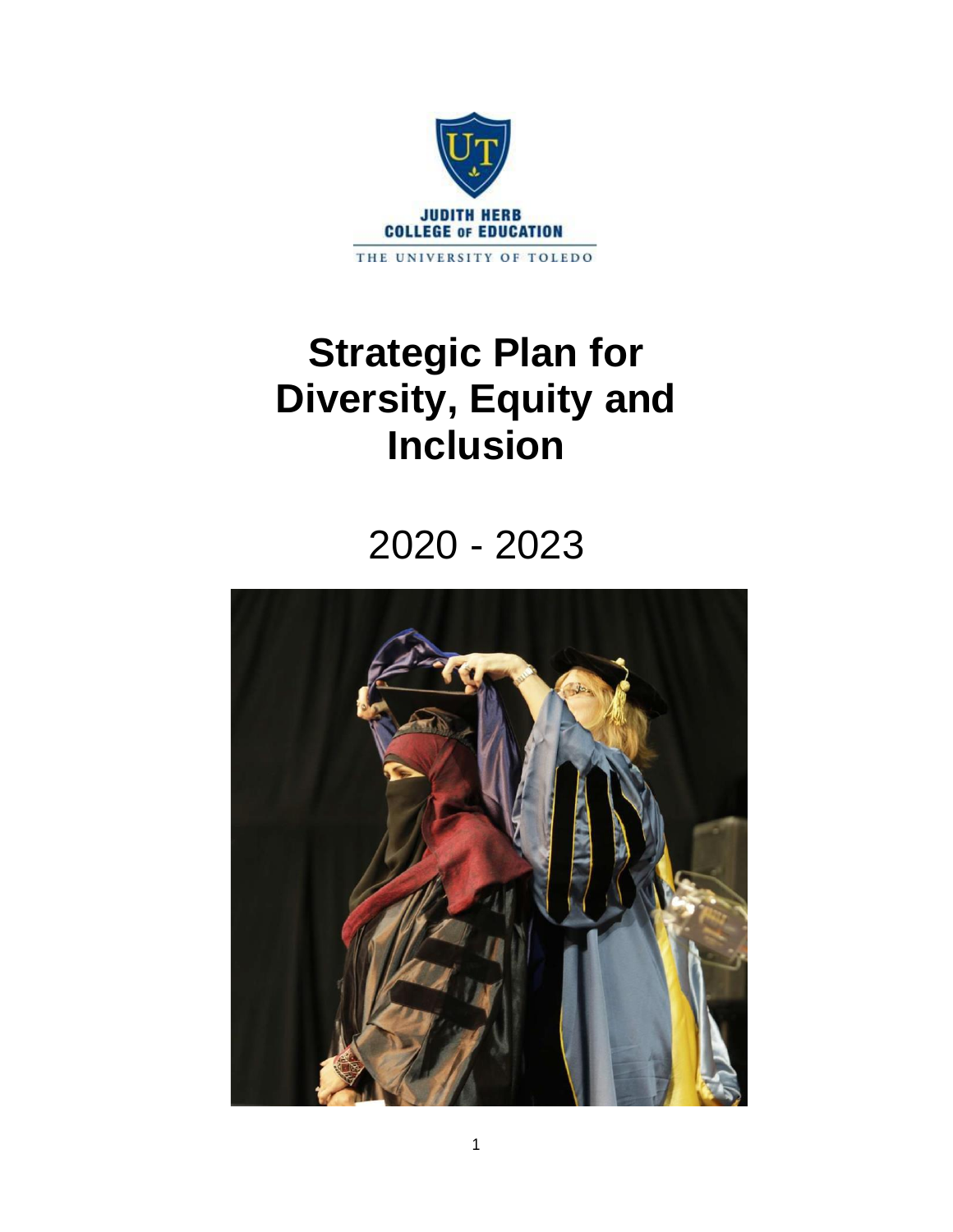JUDITH HERB
COLLEGE OF EDUCATION
THE UNIVERSITY OF TOLEDO

# Strategic Plan for Diversity, Equity and Inclusion

2020 - 2023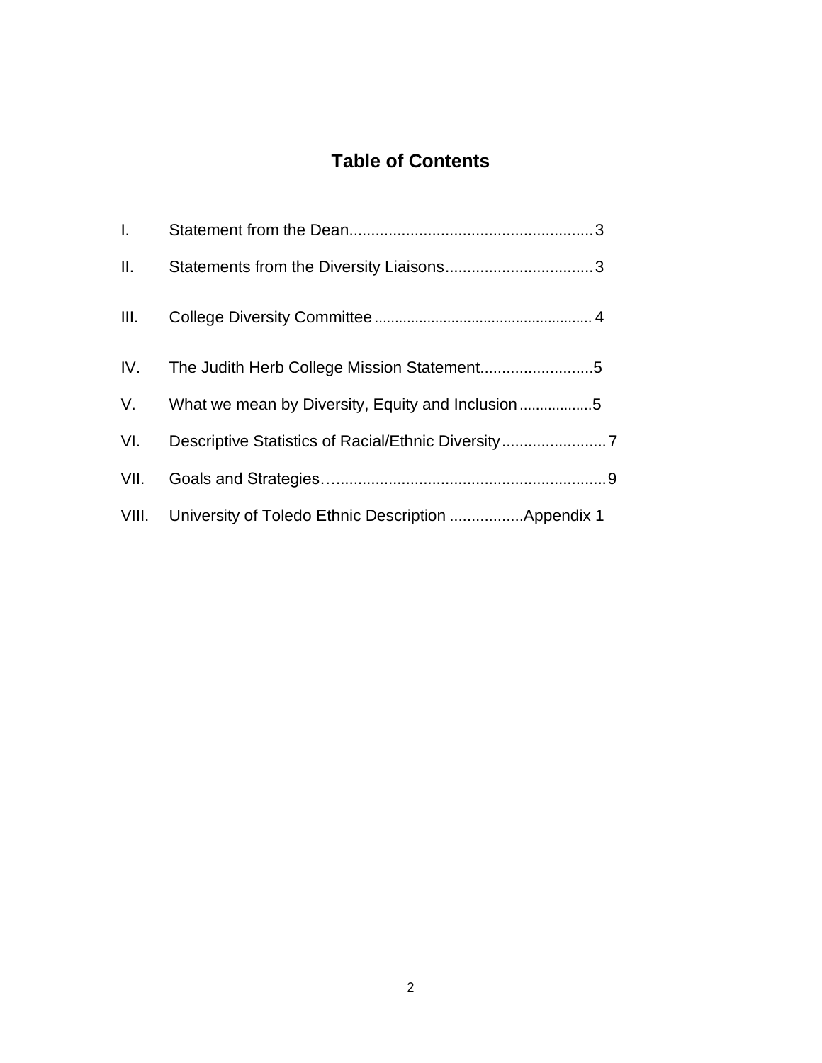# Table of Contents

| | | |
|---|---|---|
| I. | Statement from the Dean | 3 |
| II. | Statements from the Diversity Liaisons | 3 |
| III. | College Diversity Committee | 4 |
| IV. | The Judith Herb College Mission Statement | 5 |
| V. | What we mean by Diversity, Equity and Inclusion | 5 |
| VI. | Descriptive Statistics of Racial/Ethnic Diversity | 7 |
| VII. | Goals and Strategies | 9 |
| VIII. | University of Toledo Ethnic Description | Appendix 1 |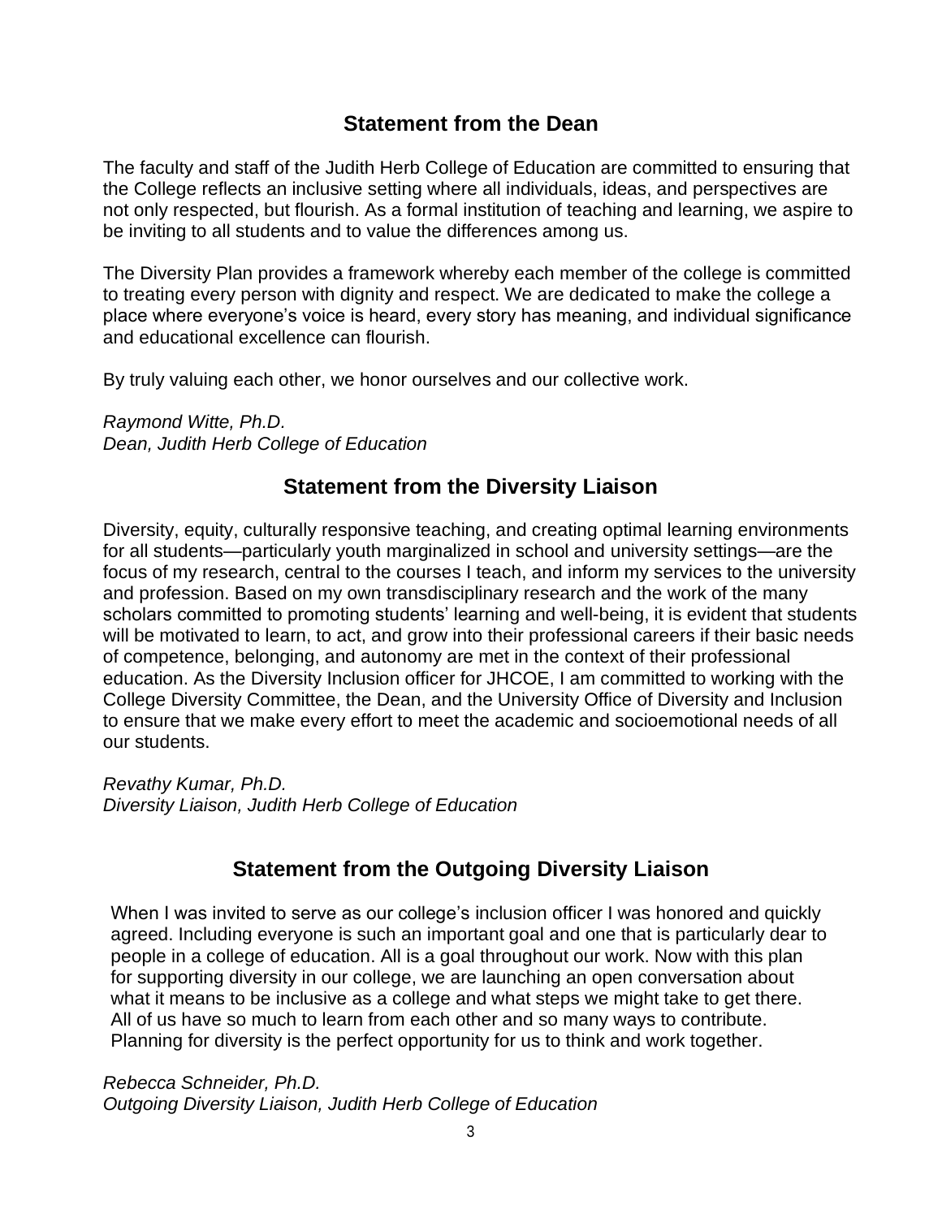## Statement from the Dean

The faculty and staff of the Judith Herb College of Education are committed to ensuring that the College reflects an inclusive setting where all individuals, ideas, and perspectives are not only respected, but flourish. As a formal institution of teaching and learning, we aspire to be inviting to all students and to value the differences among us.

The Diversity Plan provides a framework whereby each member of the college is committed to treating every person with dignity and respect. We are dedicated to make the college a place where everyone's voice is heard, every story has meaning, and individual significance and educational excellence can flourish.

By truly valuing each other, we honor ourselves and our collective work.

*Raymond Witte, Ph.D.*
*Dean, Judith Herb College of Education*

## Statement from the Diversity Liaison

Diversity, equity, culturally responsive teaching, and creating optimal learning environments for all students—particularly youth marginalized in school and university settings—are the focus of my research, central to the courses I teach, and inform my services to the university and profession. Based on my own transdisciplinary research and the work of the many scholars committed to promoting students' learning and well-being, it is evident that students will be motivated to learn, to act, and grow into their professional careers if their basic needs of competence, belonging, and autonomy are met in the context of their professional education. As the Diversity Inclusion officer for JHCOE, I am committed to working with the College Diversity Committee, the Dean, and the University Office of Diversity and Inclusion to ensure that we make every effort to meet the academic and socioemotional needs of all our students.

*Revathy Kumar, Ph.D.*
*Diversity Liaison, Judith Herb College of Education*

## Statement from the Outgoing Diversity Liaison

When I was invited to serve as our college's inclusion officer I was honored and quickly agreed. Including everyone is such an important goal and one that is particularly dear to people in a college of education. All is a goal throughout our work. Now with this plan for supporting diversity in our college, we are launching an open conversation about what it means to be inclusive as a college and what steps we might take to get there. All of us have so much to learn from each other and so many ways to contribute. Planning for diversity is the perfect opportunity for us to think and work together.

*Rebecca Schneider, Ph.D.*
*Outgoing Diversity Liaison, Judith Herb College of Education*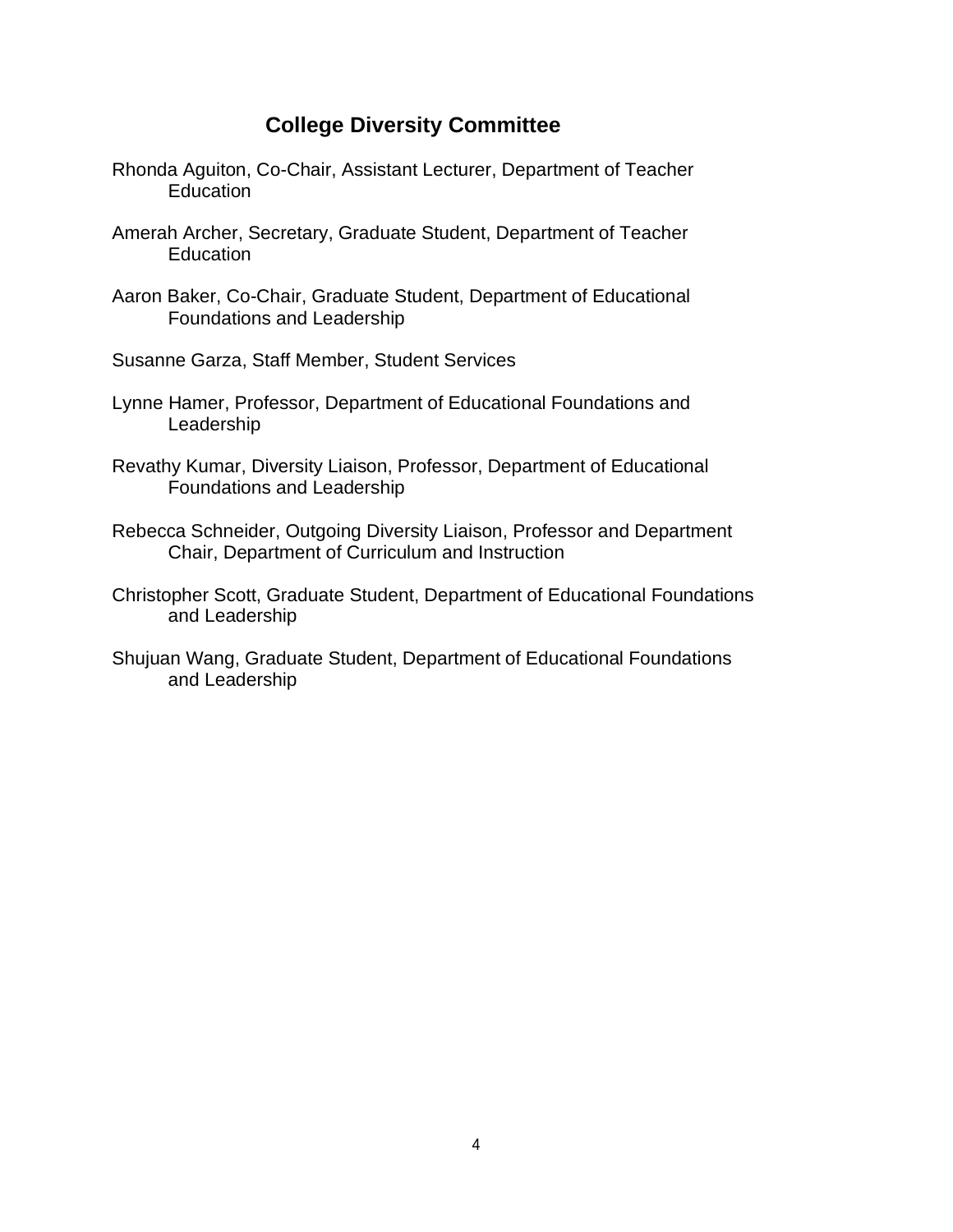## College Diversity Committee

Rhonda Aguiton, Co-Chair, Assistant Lecturer, Department of Teacher Education

Amerah Archer, Secretary, Graduate Student, Department of Teacher Education

Aaron Baker, Co-Chair, Graduate Student, Department of Educational Foundations and Leadership

Susanne Garza, Staff Member, Student Services

Lynne Hamer, Professor, Department of Educational Foundations and Leadership

Revathy Kumar, Diversity Liaison, Professor, Department of Educational Foundations and Leadership

Rebecca Schneider, Outgoing Diversity Liaison, Professor and Department Chair, Department of Curriculum and Instruction

Christopher Scott, Graduate Student, Department of Educational Foundations and Leadership

Shujuan Wang, Graduate Student, Department of Educational Foundations and Leadership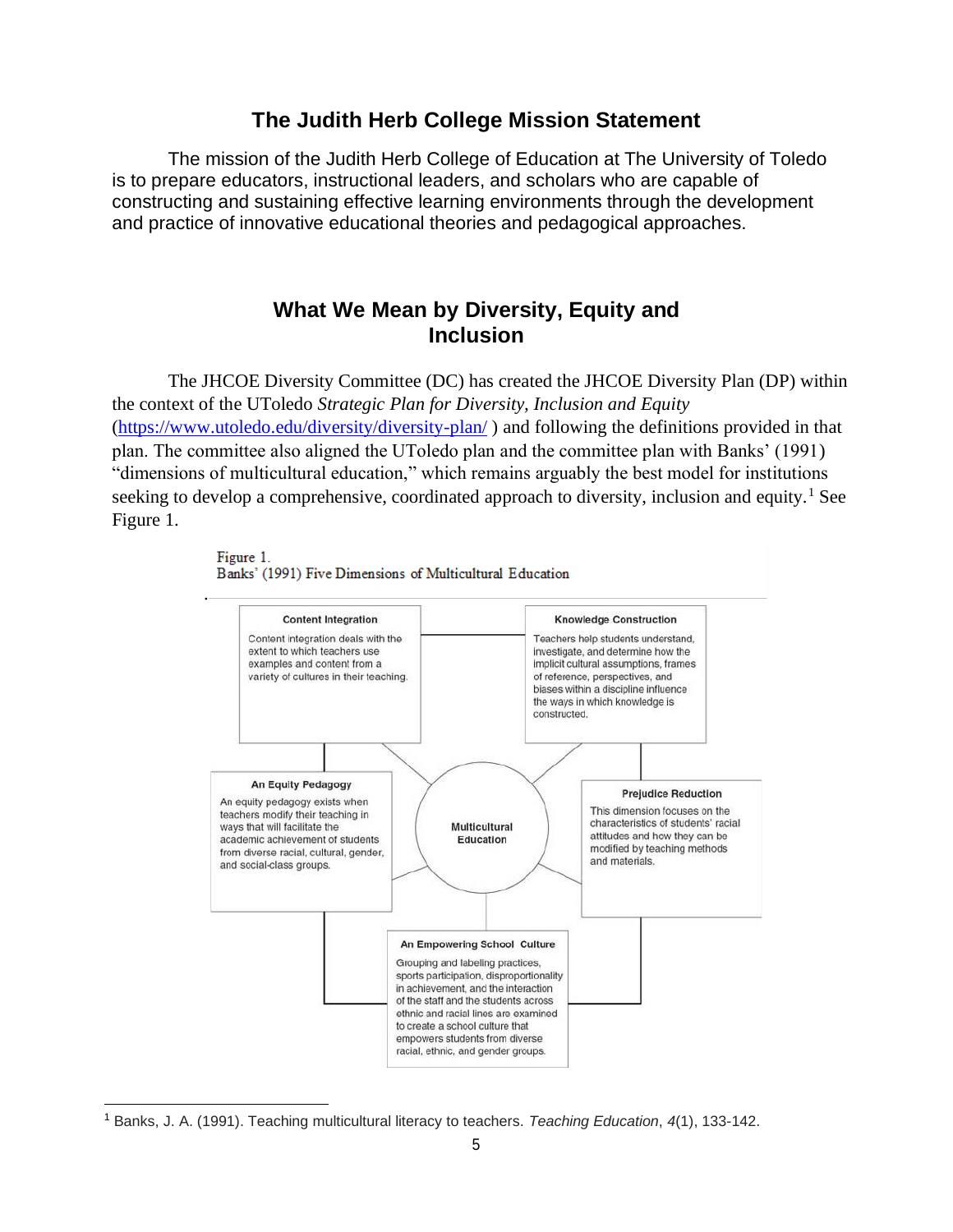## The Judith Herb College Mission Statement

The mission of the Judith Herb College of Education at The University of Toledo is to prepare educators, instructional leaders, and scholars who are capable of constructing and sustaining effective learning environments through the development and practice of innovative educational theories and pedagogical approaches.

## What We Mean by Diversity, Equity and Inclusion

The JHCOE Diversity Committee (DC) has created the JHCOE Diversity Plan (DP) within the context of the UToledo *Strategic Plan for Diversity, Inclusion and Equity* (https://www.utoledo.edu/diversity/diversity-plan/ ) and following the definitions provided in that plan. The committee also aligned the UToledo plan and the committee plan with Banks' (1991) "dimensions of multicultural education," which remains arguably the best model for institutions seeking to develop a comprehensive, coordinated approach to diversity, inclusion and equity.[1] See Figure 1.

Figure 1.
Banks' (1991) Five Dimensions of Multicultural Education

**Multicultural Education**

**Content Integration**
Content integration deals with the extent to which teachers use examples and content from a variety of cultures in their teaching.

**Knowledge Construction**
Teachers help students understand, investigate, and determine how the implicit cultural assumptions, frames of reference, perspectives, and biases within a discipline influence the ways in which knowledge is constructed.

**An Equity Pedagogy**
An equity pedagogy exists when teachers modify their teaching in ways that will facilitate the academic achievement of students from diverse racial, cultural, gender, and social-class groups.

**Prejudice Reduction**
This dimension focuses on the characteristics of students' racial attitudes and how they can be modified by teaching methods and materials.

**An Empowering School Culture**
Grouping and labeling practices, sports participation, disproportionality in achievement, and the interaction of the staff and the students across ethnic and racial lines are examined to create a school culture that empowers students from diverse racial, ethnic, and gender groups.

---

[1] Banks, J. A. (1991). Teaching multicultural literacy to teachers. *Teaching Education*, *4*(1), 133-142.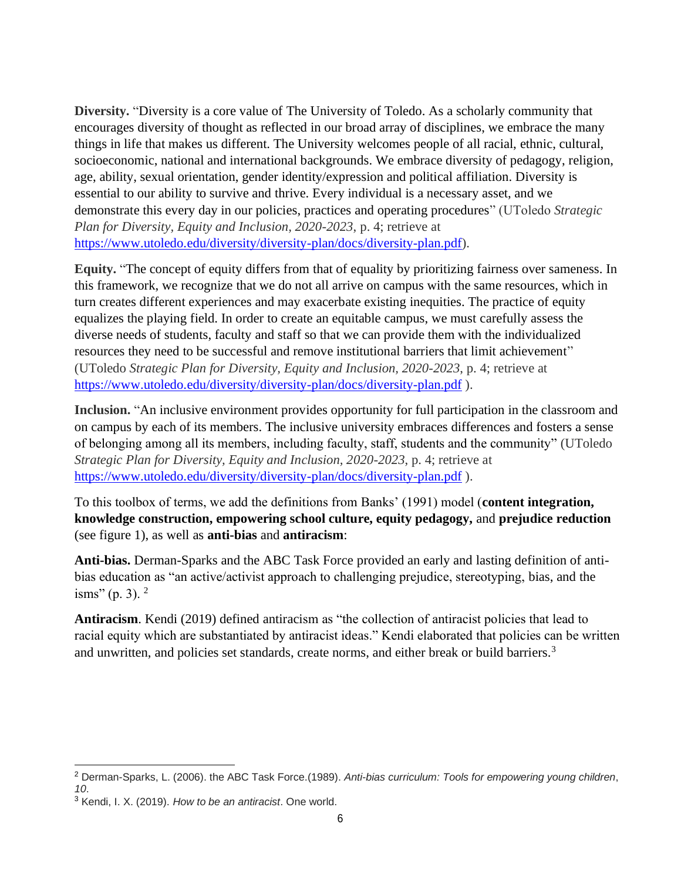**Diversity.** "Diversity is a core value of The University of Toledo. As a scholarly community that encourages diversity of thought as reflected in our broad array of disciplines, we embrace the many things in life that makes us different. The University welcomes people of all racial, ethnic, cultural, socioeconomic, national and international backgrounds. We embrace diversity of pedagogy, religion, age, ability, sexual orientation, gender identity/expression and political affiliation. Diversity is essential to our ability to survive and thrive. Every individual is a necessary asset, and we demonstrate this every day in our policies, practices and operating procedures" (UToledo *Strategic Plan for Diversity, Equity and Inclusion, 2020-2023*, p. 4; retrieve at https://www.utoledo.edu/diversity/diversity-plan/docs/diversity-plan.pdf).

**Equity.** "The concept of equity differs from that of equality by prioritizing fairness over sameness. In this framework, we recognize that we do not all arrive on campus with the same resources, which in turn creates different experiences and may exacerbate existing inequities. The practice of equity equalizes the playing field. In order to create an equitable campus, we must carefully assess the diverse needs of students, faculty and staff so that we can provide them with the individualized resources they need to be successful and remove institutional barriers that limit achievement" (UToledo *Strategic Plan for Diversity, Equity and Inclusion, 2020-2023*, p. 4; retrieve at https://www.utoledo.edu/diversity/diversity-plan/docs/diversity-plan.pdf ).

**Inclusion.** "An inclusive environment provides opportunity for full participation in the classroom and on campus by each of its members. The inclusive university embraces differences and fosters a sense of belonging among all its members, including faculty, staff, students and the community" (UToledo *Strategic Plan for Diversity, Equity and Inclusion, 2020-2023*, p. 4; retrieve at https://www.utoledo.edu/diversity/diversity-plan/docs/diversity-plan.pdf ).

To this toolbox of terms, we add the definitions from Banks' (1991) model (**content integration, knowledge construction, empowering school culture, equity pedagogy,** and **prejudice reduction** (see figure 1), as well as **anti-bias** and **antiracism**:

**Anti-bias.** Derman-Sparks and the ABC Task Force provided an early and lasting definition of anti-bias education as "an active/activist approach to challenging prejudice, stereotyping, bias, and the isms" (p. 3). [2]

**Antiracism**. Kendi (2019) defined antiracism as "the collection of antiracist policies that lead to racial equity which are substantiated by antiracist ideas." Kendi elaborated that policies can be written and unwritten, and policies set standards, create norms, and either break or build barriers.[3]

---

[2] Derman-Sparks, L. (2006). the ABC Task Force.(1989). *Anti-bias curriculum: Tools for empowering young children*, *10*.

[3] Kendi, I. X. (2019). *How to be an antiracist*. One world.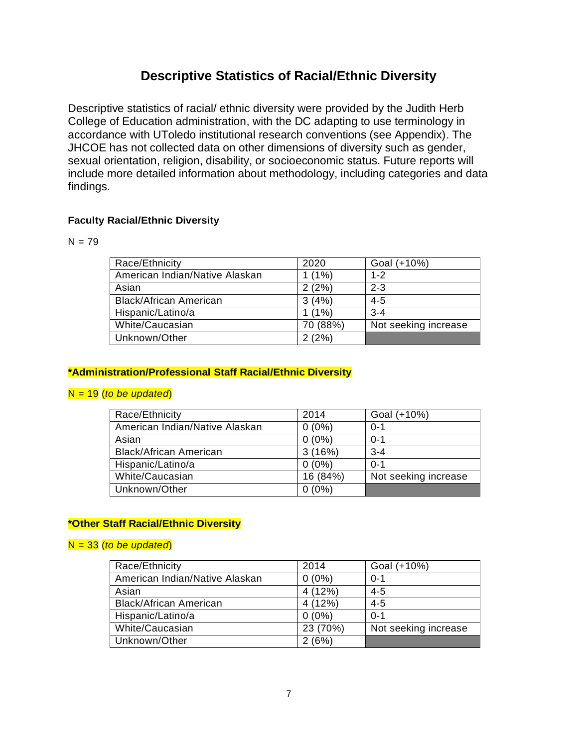# Descriptive Statistics of Racial/Ethnic Diversity

Descriptive statistics of racial/ ethnic diversity were provided by the Judith Herb College of Education administration, with the DC adapting to use terminology in accordance with UToledo institutional research conventions (see Appendix). The JHCOE has not collected data on other dimensions of diversity such as gender, sexual orientation, religion, disability, or socioeconomic status. Future reports will include more detailed information about methodology, including categories and data findings.

### Faculty Racial/Ethnic Diversity

N = 79

| Race/Ethnicity | 2020 | Goal (+10%) |
|---|---|---|
| American Indian/Native Alaskan | 1 (1%) | 1-2 |
| Asian | 2 (2%) | 2-3 |
| Black/African American | 3 (4%) | 4-5 |
| Hispanic/Latino/a | 1 (1%) | 3-4 |
| White/Caucasian | 70 (88%) | Not seeking increase |
| Unknown/Other | 2 (2%) | |

### *Administration/Professional Staff Racial/Ethnic Diversity

N = 19 (*to be updated*)

| Race/Ethnicity | 2014 | Goal (+10%) |
|---|---|---|
| American Indian/Native Alaskan | 0 (0%) | 0-1 |
| Asian | 0 (0%) | 0-1 |
| Black/African American | 3 (16%) | 3-4 |
| Hispanic/Latino/a | 0 (0%) | 0-1 |
| White/Caucasian | 16 (84%) | Not seeking increase |
| Unknown/Other | 0 (0%) | |

### *Other Staff Racial/Ethnic Diversity

N = 33 (*to be updated*)

| Race/Ethnicity | 2014 | Goal (+10%) |
|---|---|---|
| American Indian/Native Alaskan | 0 (0%) | 0-1 |
| Asian | 4 (12%) | 4-5 |
| Black/African American | 4 (12%) | 4-5 |
| Hispanic/Latino/a | 0 (0%) | 0-1 |
| White/Caucasian | 23 (70%) | Not seeking increase |
| Unknown/Other | 2 (6%) | |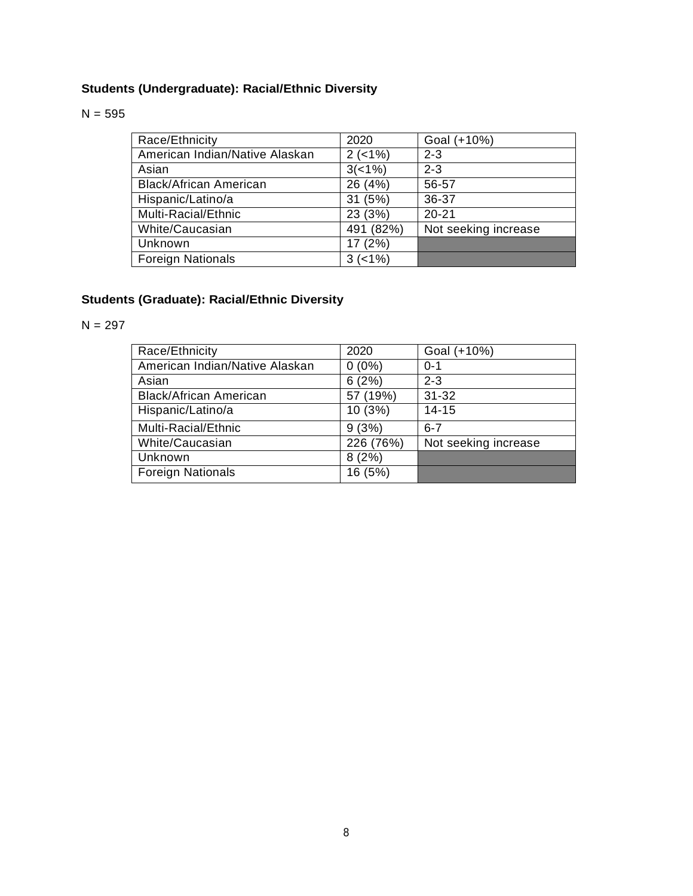**Students (Undergraduate): Racial/Ethnic Diversity**

N = 595

| Race/Ethnicity | 2020 | Goal (+10%) |
| --- | --- | --- |
| American Indian/Native Alaskan | 2 (<1%) | 2-3 |
| Asian | 3(<1%) | 2-3 |
| Black/African American | 26 (4%) | 56-57 |
| Hispanic/Latino/a | 31 (5%) | 36-37 |
| Multi-Racial/Ethnic | 23 (3%) | 20-21 |
| White/Caucasian | 491 (82%) | Not seeking increase |
| Unknown | 17 (2%) | |
| Foreign Nationals | 3 (<1%) | |

**Students (Graduate): Racial/Ethnic Diversity**

N = 297

| Race/Ethnicity | 2020 | Goal (+10%) |
| --- | --- | --- |
| American Indian/Native Alaskan | 0 (0%) | 0-1 |
| Asian | 6 (2%) | 2-3 |
| Black/African American | 57 (19%) | 31-32 |
| Hispanic/Latino/a | 10 (3%) | 14-15 |
| Multi-Racial/Ethnic | 9 (3%) | 6-7 |
| White/Caucasian | 226 (76%) | Not seeking increase |
| Unknown | 8 (2%) | |
| Foreign Nationals | 16 (5%) | |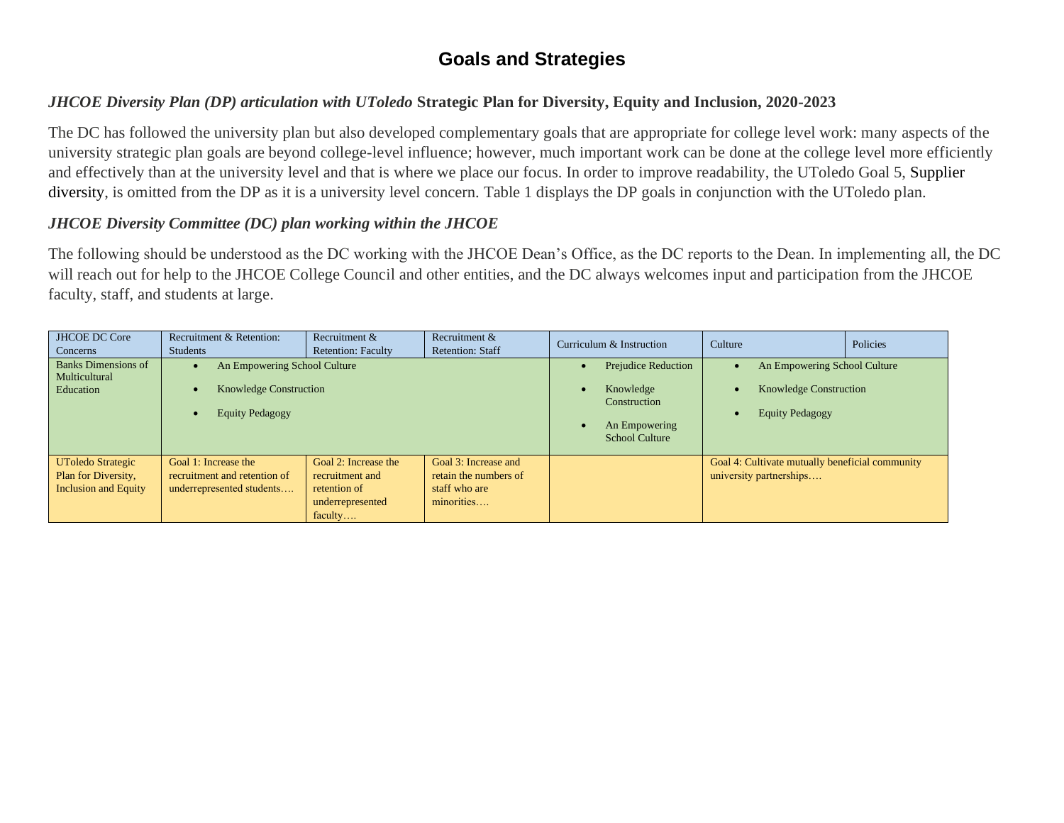# Goals and Strategies

### *JHCOE Diversity Plan (DP) articulation with UToledo* **Strategic Plan for Diversity, Equity and Inclusion, 2020-2023**

The DC has followed the university plan but also developed complementary goals that are appropriate for college level work: many aspects of the university strategic plan goals are beyond college-level influence; however, much important work can be done at the college level more efficiently and effectively than at the university level and that is where we place our focus. In order to improve readability, the UToledo Goal 5, Supplier diversity, is omitted from the DP as it is a university level concern. Table 1 displays the DP goals in conjunction with the UToledo plan.

### *JHCOE Diversity Committee (DC) plan working within the JHCOE*

The following should be understood as the DC working with the JHCOE Dean's Office, as the DC reports to the Dean. In implementing all, the DC will reach out for help to the JHCOE College Council and other entities, and the DC always welcomes input and participation from the JHCOE faculty, staff, and students at large.

| JHCOE DC Core Concerns | Recruitment & Retention: Students | Recruitment & Retention: Faculty | Recruitment & Retention: Staff | Curriculum & Instruction | Culture | Policies |
|---|---|---|---|---|---|---|
| Banks Dimensions of Multicultural Education | • An Empowering School Culture<br>• Knowledge Construction<br>• Equity Pedagogy | | | • Prejudice Reduction<br>• Knowledge Construction<br>• An Empowering School Culture | • An Empowering School Culture<br>• Knowledge Construction<br>• Equity Pedagogy | |
| UToledo Strategic Plan for Diversity, Inclusion and Equity | Goal 1: Increase the recruitment and retention of underrepresented students…. | Goal 2: Increase the recruitment and retention of underrepresented faculty…. | Goal 3: Increase and retain the numbers of staff who are minorities…. | | Goal 4: Cultivate mutually beneficial community university partnerships…. | |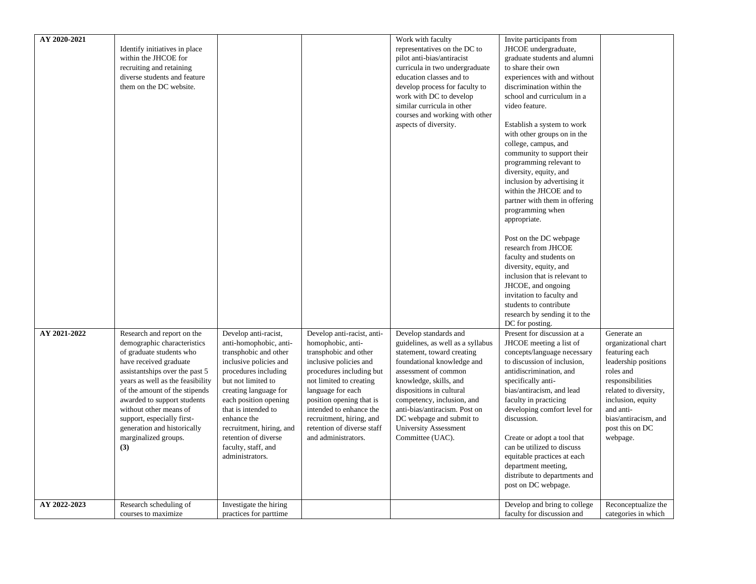| | | | | | | |
|---|---|---|---|---|---|---|
| **AY 2020-2021** | Identify initiatives in place within the JHCOE for recruiting and retaining diverse students and feature them on the DC website. | | | Work with faculty representatives on the DC to pilot anti-bias/antiracist curricula in two undergraduate education classes and to develop process for faculty to work with DC to develop similar curricula in other courses and working with other aspects of diversity. | Invite participants from JHCOE undergraduate, graduate students and alumni to share their own experiences with and without discrimination within the school and curriculum in a video feature.<br><br>Establish a system to work with other groups on in the college, campus, and community to support their programming relevant to diversity, equity, and inclusion by advertising it within the JHCOE and to partner with them in offering programming when appropriate.<br><br>Post on the DC webpage research from JHCOE faculty and students on diversity, equity, and inclusion that is relevant to JHCOE, and ongoing invitation to faculty and students to contribute research by sending it to the DC for posting. | |
| **AY 2021-2022** | Research and report on the demographic characteristics of graduate students who have received graduate assistantships over the past 5 years as well as the feasibility of the amount of the stipends awarded to support students without other means of support, especially first-generation and historically marginalized groups.<br>**(3)** | Develop anti-racist, anti-homophobic, anti-transphobic and other inclusive policies and procedures including but not limited to creating language for each position opening that is intended to enhance the recruitment, hiring, and retention of diverse faculty, staff, and administrators. | Develop anti-racist, anti-homophobic, anti-transphobic and other inclusive policies and procedures including but not limited to creating language for each position opening that is intended to enhance the recruitment, hiring, and retention of diverse staff and administrators. | Develop standards and guidelines, as well as a syllabus statement, toward creating foundational knowledge and assessment of common knowledge, skills, and dispositions in cultural competency, inclusion, and anti-bias/antiracism. Post on DC webpage and submit to University Assessment Committee (UAC). | Present for discussion at a JHCOE meeting a list of concepts/language necessary to discussion of inclusion, antidiscrimination, and specifically anti-bias/antiracism, and lead faculty in practicing developing comfort level for discussion.<br><br>Create or adopt a tool that can be utilized to discuss equitable practices at each department meeting, distribute to departments and post on DC webpage. | Generate an organizational chart featuring each leadership positions roles and responsibilities related to diversity, inclusion, equity and anti-bias/antiracism, and post this on DC webpage. |
| **AY 2022-2023** | Research scheduling of courses to maximize | Investigate the hiring practices for parttime | | | Develop and bring to college faculty for discussion and | Reconceptualize the categories in which |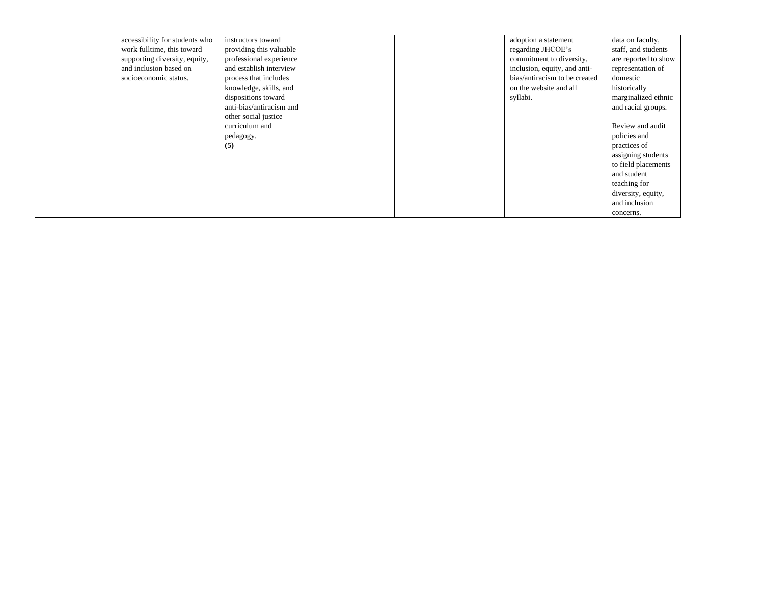|  |  |  |  |  |  |  |
|---|---|---|---|---|---|---|
|  | accessibility for students who work fulltime, this toward supporting diversity, equity, and inclusion based on socioeconomic status. | instructors toward providing this valuable professional experience and establish interview process that includes knowledge, skills, and dispositions toward anti-bias/antiracism and other social justice curriculum and pedagogy. **(5)** |  |  | adoption a statement regarding JHCOE's commitment to diversity, inclusion, equity, and anti-bias/antiracism to be created on the website and all syllabi. | data on faculty, staff, and students are reported to show representation of domestic historically marginalized ethnic and racial groups.<br><br>Review and audit policies and practices of assigning students to field placements and student teaching for diversity, equity, and inclusion concerns. |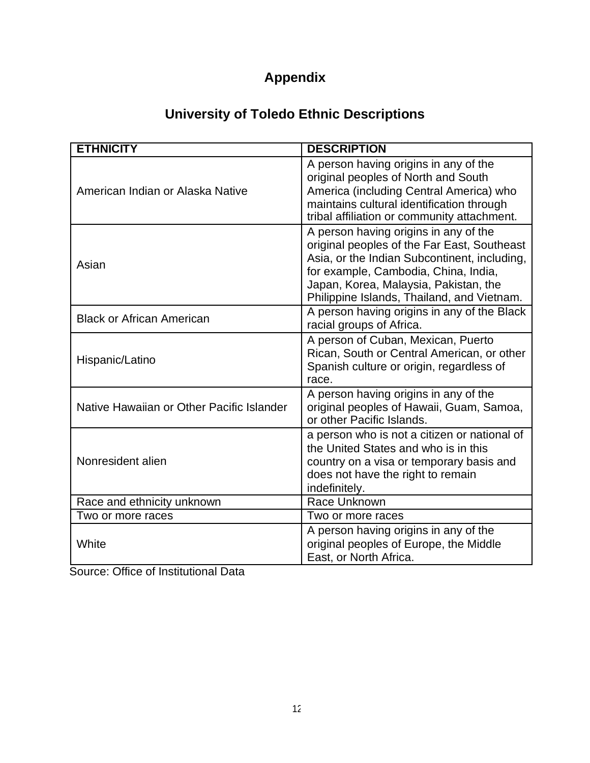# Appendix

## University of Toledo Ethnic Descriptions

| ETHNICITY | DESCRIPTION |
|---|---|
| American Indian or Alaska Native | A person having origins in any of the original peoples of North and South America (including Central America) who maintains cultural identification through tribal affiliation or community attachment. |
| Asian | A person having origins in any of the original peoples of the Far East, Southeast Asia, or the Indian Subcontinent, including, for example, Cambodia, China, India, Japan, Korea, Malaysia, Pakistan, the Philippine Islands, Thailand, and Vietnam. |
| Black or African American | A person having origins in any of the Black racial groups of Africa. |
| Hispanic/Latino | A person of Cuban, Mexican, Puerto Rican, South or Central American, or other Spanish culture or origin, regardless of race. |
| Native Hawaiian or Other Pacific Islander | A person having origins in any of the original peoples of Hawaii, Guam, Samoa, or other Pacific Islands. |
| Nonresident alien | a person who is not a citizen or national of the United States and who is in this country on a visa or temporary basis and does not have the right to remain indefinitely. |
| Race and ethnicity unknown | Race Unknown |
| Two or more races | Two or more races |
| White | A person having origins in any of the original peoples of Europe, the Middle East, or North Africa. |

Source: Office of Institutional Data